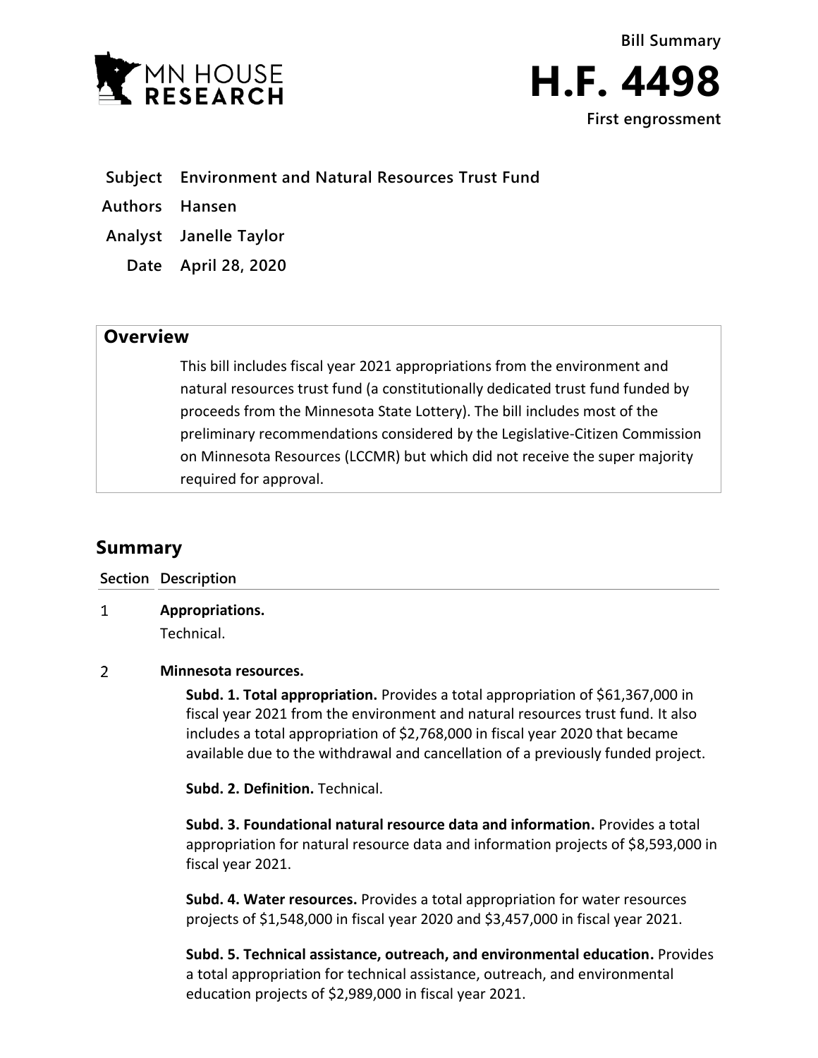Bill Summary

# H.F. 4498

**First engrossment**

**Subject** Environment and Natural Resources Trust Fund

**Authors** Hansen

**Analyst** Janelle Taylor

**Date** April 28, 2020

## Overview

This bill includes fiscal year 2021 appropriations from the environment and natural resources trust fund (a constitutionally dedicated trust fund funded by proceeds from the Minnesota State Lottery). The bill includes most of the preliminary recommendations considered by the Legislative-Citizen Commission on Minnesota Resources (LCCMR) but which did not receive the super majority required for approval.

## Summary

| Section | Description |
|---|---|
| 1 | **Appropriations.**<br>Technical. |
| 2 | **Minnesota resources.**<br>**Subd. 1. Total appropriation.** Provides a total appropriation of $61,367,000 in fiscal year 2021 from the environment and natural resources trust fund. It also includes a total appropriation of $2,768,000 in fiscal year 2020 that became available due to the withdrawal and cancellation of a previously funded project.<br><br>**Subd. 2. Definition.** Technical.<br><br>**Subd. 3. Foundational natural resource data and information.** Provides a total appropriation for natural resource data and information projects of $8,593,000 in fiscal year 2021.<br><br>**Subd. 4. Water resources.** Provides a total appropriation for water resources projects of $1,548,000 in fiscal year 2020 and $3,457,000 in fiscal year 2021.<br><br>**Subd. 5. Technical assistance, outreach, and environmental education.** Provides a total appropriation for technical assistance, outreach, and environmental education projects of $2,989,000 in fiscal year 2021. |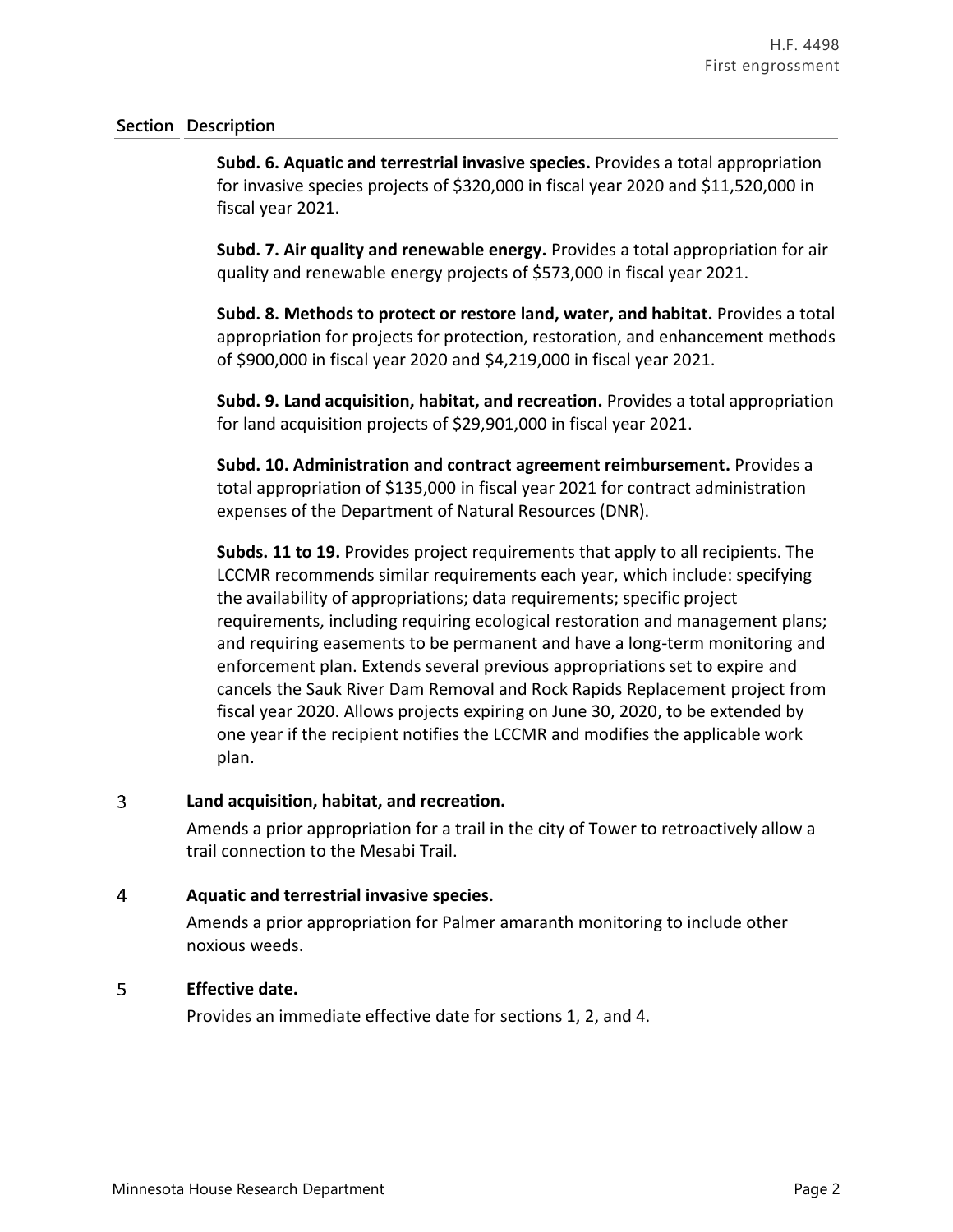| Section | Description |
|---|---|
| | **Subd. 6. Aquatic and terrestrial invasive species.** Provides a total appropriation for invasive species projects of $320,000 in fiscal year 2020 and $11,520,000 in fiscal year 2021. |
| | **Subd. 7. Air quality and renewable energy.** Provides a total appropriation for air quality and renewable energy projects of $573,000 in fiscal year 2021. |
| | **Subd. 8. Methods to protect or restore land, water, and habitat.** Provides a total appropriation for projects for protection, restoration, and enhancement methods of $900,000 in fiscal year 2020 and $4,219,000 in fiscal year 2021. |
| | **Subd. 9. Land acquisition, habitat, and recreation.** Provides a total appropriation for land acquisition projects of $29,901,000 in fiscal year 2021. |
| | **Subd. 10. Administration and contract agreement reimbursement.** Provides a total appropriation of $135,000 in fiscal year 2021 for contract administration expenses of the Department of Natural Resources (DNR). |
| | **Subds. 11 to 19.** Provides project requirements that apply to all recipients. The LCCMR recommends similar requirements each year, which include: specifying the availability of appropriations; data requirements; specific project requirements, including requiring ecological restoration and management plans; and requiring easements to be permanent and have a long-term monitoring and enforcement plan. Extends several previous appropriations set to expire and cancels the Sauk River Dam Removal and Rock Rapids Replacement project from fiscal year 2020. Allows projects expiring on June 30, 2020, to be extended by one year if the recipient notifies the LCCMR and modifies the applicable work plan. |
| 3 | **Land acquisition, habitat, and recreation.** Amends a prior appropriation for a trail in the city of Tower to retroactively allow a trail connection to the Mesabi Trail. |
| 4 | **Aquatic and terrestrial invasive species.** Amends a prior appropriation for Palmer amaranth monitoring to include other noxious weeds. |
| 5 | **Effective date.** Provides an immediate effective date for sections 1, 2, and 4. |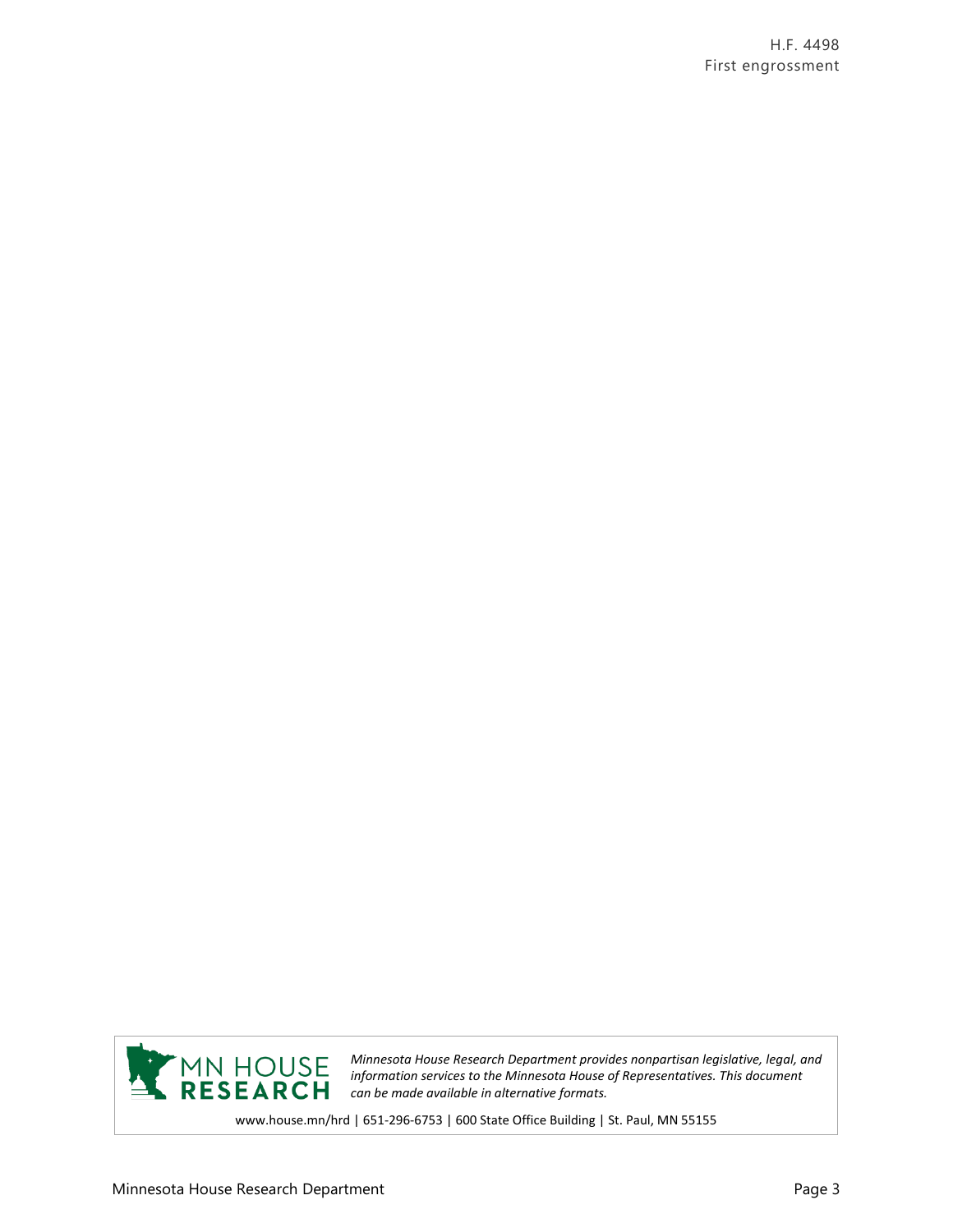MN HOUSE RESEARCH

*Minnesota House Research Department provides nonpartisan legislative, legal, and information services to the Minnesota House of Representatives. This document can be made available in alternative formats.*

www.house.mn/hrd | 651-296-6753 | 600 State Office Building | St. Paul, MN 55155